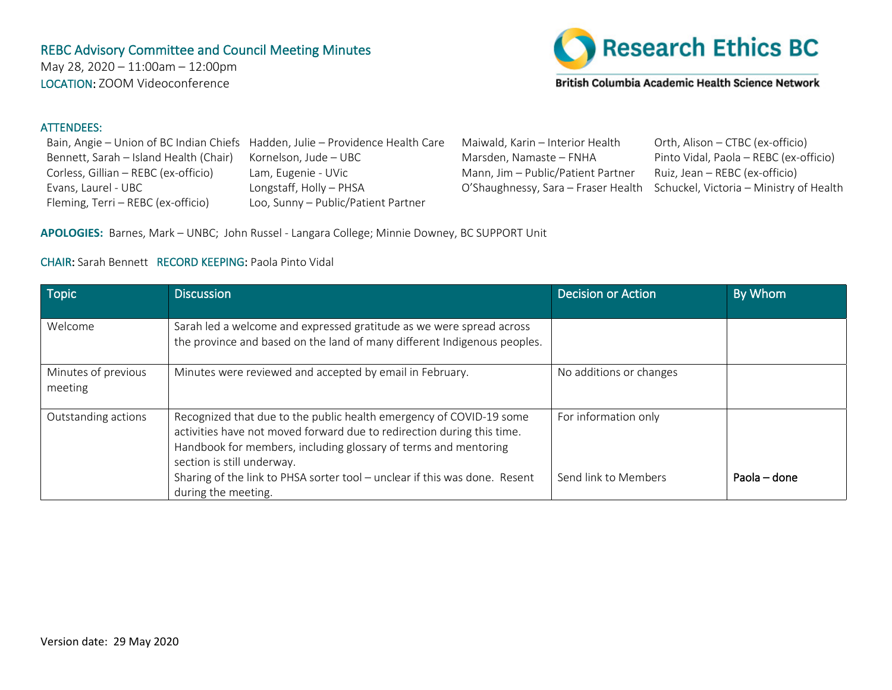# REBC Advisory Committee and Council Meeting Minutes

May 28, 2020 – 11:00am – 12:00pm
LOCATION: ZOOM Videoconference

Research Ethics BC
British Columbia Academic Health Science Network

**ATTENDEES:**

- Bain, Angie – Union of BC Indian Chiefs
- Bennett, Sarah – Island Health (Chair)
- Corless, Gillian – REBC (ex-officio)
- Evans, Laurel - UBC
- Fleming, Terri – REBC (ex-officio)
- Hadden, Julie – Providence Health Care
- Kornelson, Jude – UBC
- Lam, Eugenie - UVic
- Longstaff, Holly – PHSA
- Loo, Sunny – Public/Patient Partner
- Maiwald, Karin – Interior Health
- Marsden, Namaste – FNHA
- Mann, Jim – Public/Patient Partner
- O'Shaughnessy, Sara – Fraser Health
- Orth, Alison – CTBC (ex-officio)
- Pinto Vidal, Paola – REBC (ex-officio)
- Ruiz, Jean – REBC (ex-officio)
- Schuckel, Victoria – Ministry of Health

**APOLOGIES:** Barnes, Mark – UNBC; John Russel - Langara College; Minnie Downey, BC SUPPORT Unit

CHAIR: Sarah Bennett RECORD KEEPING: Paola Pinto Vidal

| Topic | Discussion | Decision or Action | By Whom |
|---|---|---|---|
| Welcome | Sarah led a welcome and expressed gratitude as we were spread across the province and based on the land of many different Indigenous peoples. | | |
| Minutes of previous meeting | Minutes were reviewed and accepted by email in February. | No additions or changes | |
| Outstanding actions | Recognized that due to the public health emergency of COVID-19 some activities have not moved forward due to redirection during this time. Handbook for members, including glossary of terms and mentoring section is still underway. | For information only | |
| | Sharing of the link to PHSA sorter tool – unclear if this was done. Resent during the meeting. | Send link to Members | Paola – done |

Version date: 29 May 2020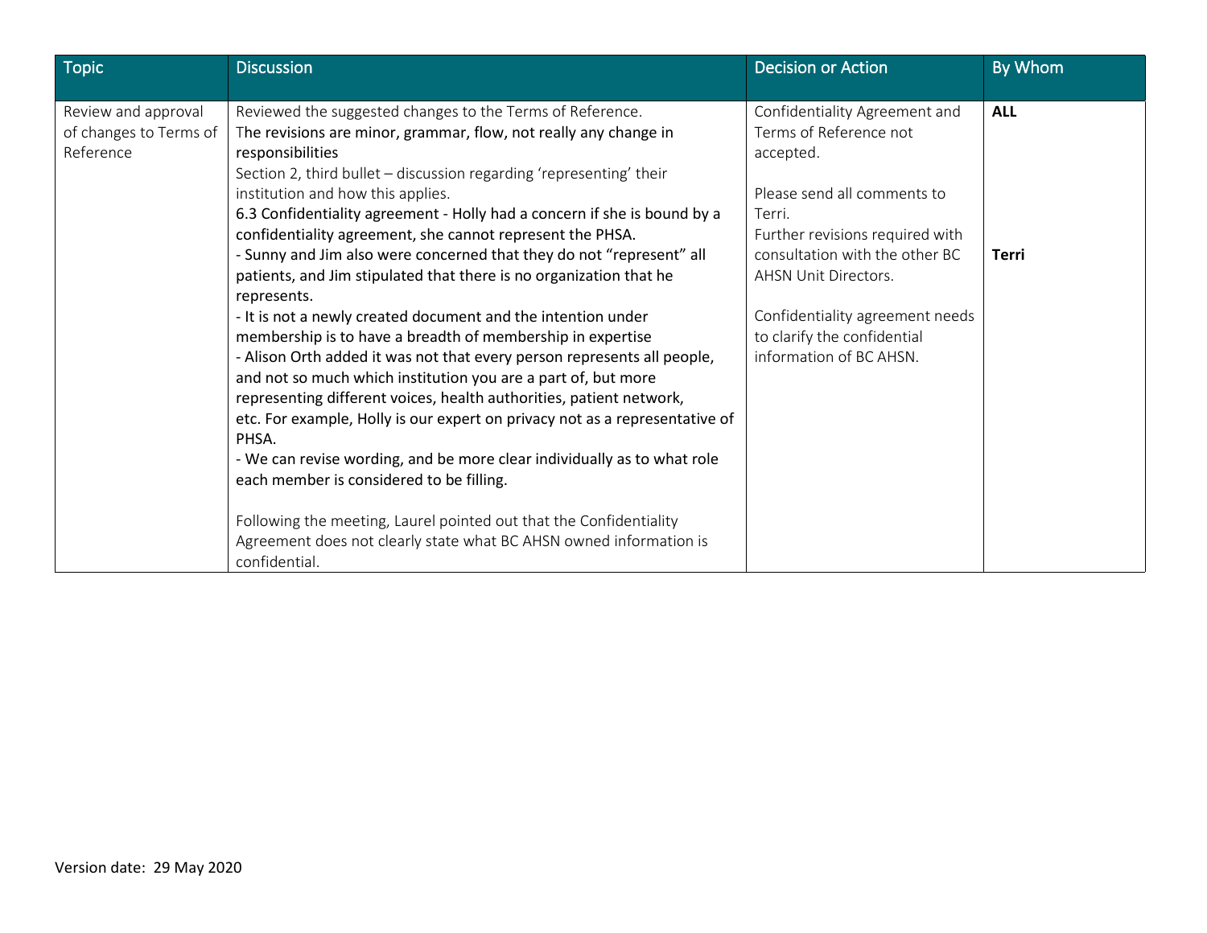| Topic | Discussion | Decision or Action | By Whom |
| --- | --- | --- | --- |
| Review and approval of changes to Terms of Reference | Reviewed the suggested changes to the Terms of Reference.<br>The revisions are minor, grammar, flow, not really any change in responsibilities<br>Section 2, third bullet – discussion regarding 'representing' their institution and how this applies.<br>6.3 Confidentiality agreement - Holly had a concern if she is bound by a confidentiality agreement, she cannot represent the PHSA.<br>- Sunny and Jim also were concerned that they do not "represent" all patients, and Jim stipulated that there is no organization that he represents.<br>- It is not a newly created document and the intention under membership is to have a breadth of membership in expertise<br>- Alison Orth added it was not that every person represents all people, and not so much which institution you are a part of, but more representing different voices, health authorities, patient network, etc. For example, Holly is our expert on privacy not as a representative of PHSA.<br>- We can revise wording, and be more clear individually as to what role each member is considered to be filling.<br><br>Following the meeting, Laurel pointed out that the Confidentiality Agreement does not clearly state what BC AHSN owned information is confidential. | Confidentiality Agreement and Terms of Reference not accepted.<br><br>Please send all comments to Terri.<br>Further revisions required with consultation with the other BC AHSN Unit Directors.<br><br>Confidentiality agreement needs to clarify the confidential information of BC AHSN. | **ALL**<br><br><br><br>**Terri** |

Version date: 29 May 2020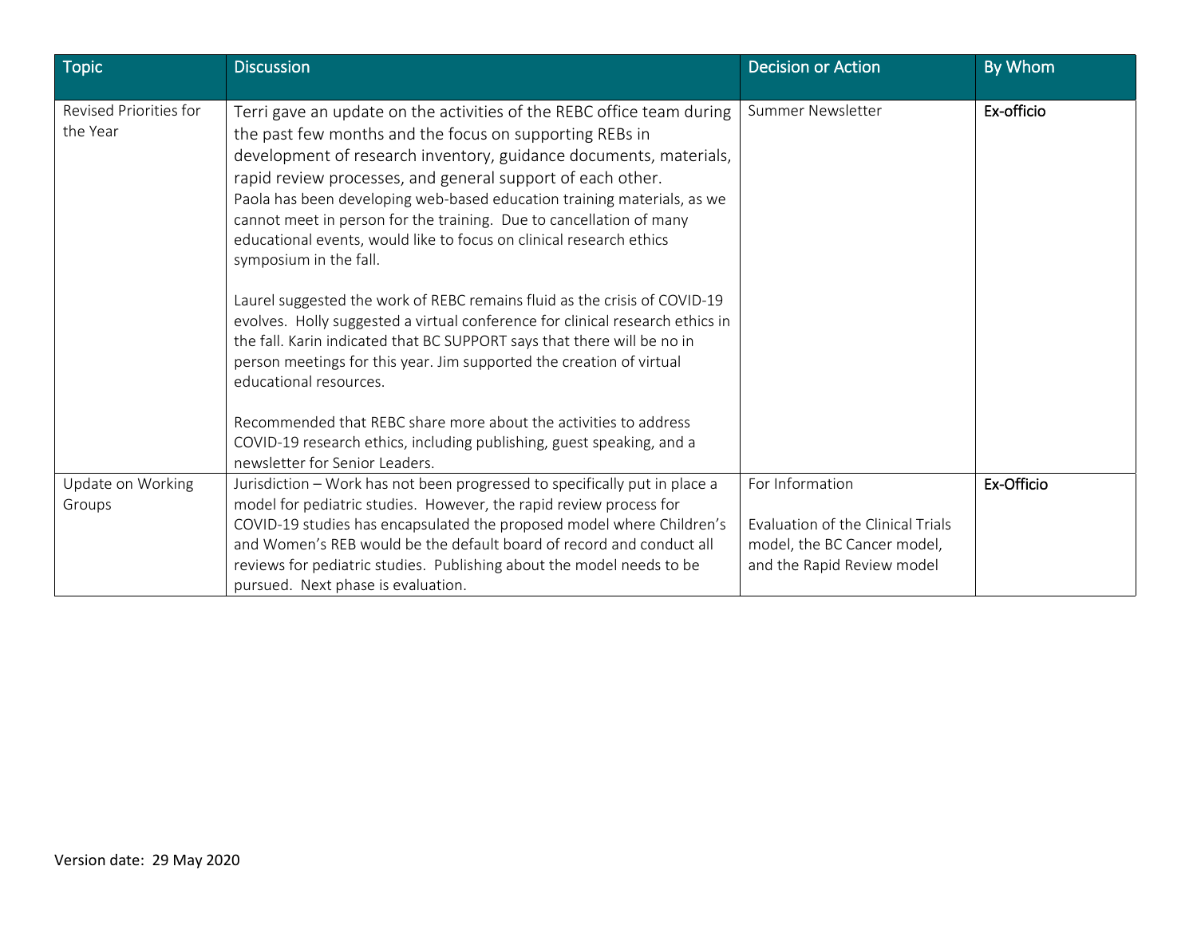| Topic | Discussion | Decision or Action | By Whom |
|---|---|---|---|
| Revised Priorities for the Year | Terri gave an update on the activities of the REBC office team during the past few months and the focus on supporting REBs in development of research inventory, guidance documents, materials, rapid review processes, and general support of each other.<br>Paola has been developing web-based education training materials, as we cannot meet in person for the training. Due to cancellation of many educational events, would like to focus on clinical research ethics symposium in the fall.<br><br>Laurel suggested the work of REBC remains fluid as the crisis of COVID-19 evolves. Holly suggested a virtual conference for clinical research ethics in the fall. Karin indicated that BC SUPPORT says that there will be no in person meetings for this year. Jim supported the creation of virtual educational resources.<br><br>Recommended that REBC share more about the activities to address COVID-19 research ethics, including publishing, guest speaking, and a newsletter for Senior Leaders. | Summer Newsletter | Ex-officio |
| Update on Working Groups | Jurisdiction – Work has not been progressed to specifically put in place a model for pediatric studies. However, the rapid review process for COVID-19 studies has encapsulated the proposed model where Children's and Women's REB would be the default board of record and conduct all reviews for pediatric studies. Publishing about the model needs to be pursued. Next phase is evaluation. | For Information<br><br>Evaluation of the Clinical Trials model, the BC Cancer model, and the Rapid Review model | Ex-Officio |

Version date: 29 May 2020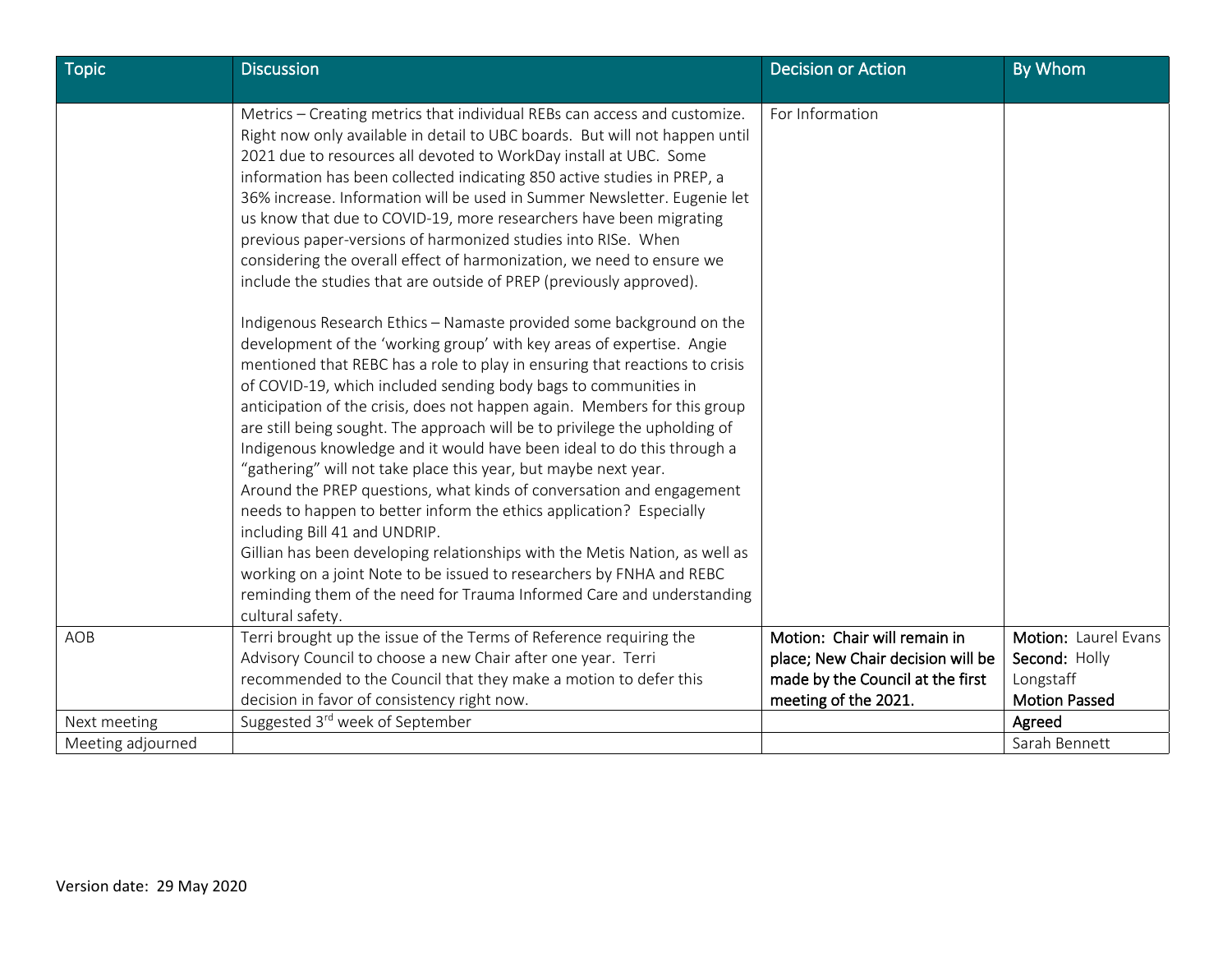| Topic | Discussion | Decision or Action | By Whom |
|---|---|---|---|
| | Metrics – Creating metrics that individual REBs can access and customize. Right now only available in detail to UBC boards. But will not happen until 2021 due to resources all devoted to WorkDay install at UBC. Some information has been collected indicating 850 active studies in PREP, a 36% increase. Information will be used in Summer Newsletter. Eugenie let us know that due to COVID-19, more researchers have been migrating previous paper-versions of harmonized studies into RISe. When considering the overall effect of harmonization, we need to ensure we include the studies that are outside of PREP (previously approved).<br><br>Indigenous Research Ethics – Namaste provided some background on the development of the 'working group' with key areas of expertise. Angie mentioned that REBC has a role to play in ensuring that reactions to crisis of COVID-19, which included sending body bags to communities in anticipation of the crisis, does not happen again. Members for this group are still being sought. The approach will be to privilege the upholding of Indigenous knowledge and it would have been ideal to do this through a "gathering" will not take place this year, but maybe next year.<br>Around the PREP questions, what kinds of conversation and engagement needs to happen to better inform the ethics application? Especially including Bill 41 and UNDRIP.<br>Gillian has been developing relationships with the Metis Nation, as well as working on a joint Note to be issued to researchers by FNHA and REBC reminding them of the need for Trauma Informed Care and understanding cultural safety. | For Information | |
| AOB | Terri brought up the issue of the Terms of Reference requiring the Advisory Council to choose a new Chair after one year. Terri recommended to the Council that they make a motion to defer this decision in favor of consistency right now. | **Motion: Chair will remain in place; New Chair decision will be made by the Council at the first meeting of the 2021.** | **Motion:** Laurel Evans<br>**Second:** Holly Longstaff<br>**Motion Passed** |
| Next meeting | Suggested 3rd week of September | | **Agreed** |
| Meeting adjourned | | | Sarah Bennett |

Version date: 29 May 2020